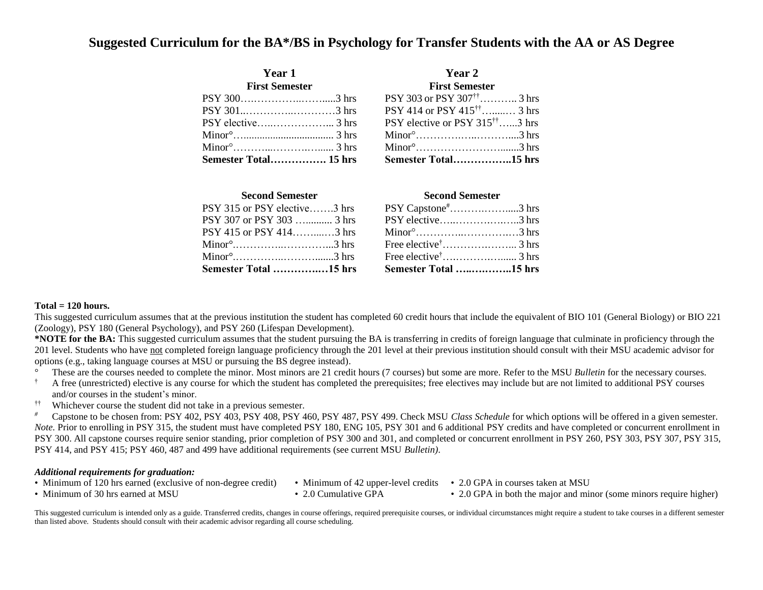# Suggested Curriculum for the BA*/BS in Psychology for Transfer Students with the AA or AS Degree

| Year 1 | | Year 2 | |
|---|---|---|---|
| **First Semester** | | **First Semester** | |
| PSY 300 | 3 hrs | PSY 303 or PSY 307†† | 3 hrs |
| PSY 301 | 3 hrs | PSY 414 or PSY 415†† | 3 hrs |
| PSY elective | 3 hrs | PSY elective or PSY 315†† | 3 hrs |
| Minor° | 3 hrs | Minor° | 3 hrs |
| Minor° | 3 hrs | Minor° | 3 hrs |
| **Semester Total** | **15 hrs** | **Semester Total** | **15 hrs** |
| **Second Semester** | | **Second Semester** | |
| PSY 315 or PSY elective | 3 hrs | PSY Capstone# | 3 hrs |
| PSY 307 or PSY 303 | 3 hrs | PSY elective | 3 hrs |
| PSY 415 or PSY 414 | 3 hrs | Minor° | 3 hrs |
| Minor° | 3 hrs | Free elective† | 3 hrs |
| Minor° | 3 hrs | Free elective† | 3 hrs |
| **Semester Total** | **15 hrs** | **Semester Total** | **15 hrs** |

**Total = 120 hours.**

This suggested curriculum assumes that at the previous institution the student has completed 60 credit hours that include the equivalent of BIO 101 (General Biology) or BIO 221 (Zoology), PSY 180 (General Psychology), and PSY 260 (Lifespan Development).

***NOTE for the BA:** This suggested curriculum assumes that the student pursuing the BA is transferring in credits of foreign language that culminate in proficiency through the 201 level. Students who have not completed foreign language proficiency through the 201 level at their previous institution should consult with their MSU academic advisor for options (e.g., taking language courses at MSU or pursuing the BS degree instead).

° These are the courses needed to complete the minor. Most minors are 21 credit hours (7 courses) but some are more. Refer to the MSU *Bulletin* for the necessary courses.

† A free (unrestricted) elective is any course for which the student has completed the prerequisites; free electives may include but are not limited to additional PSY courses and/or courses in the student's minor.

†† Whichever course the student did not take in a previous semester.

# Capstone to be chosen from: PSY 402, PSY 403, PSY 408, PSY 460, PSY 487, PSY 499. Check MSU *Class Schedule* for which options will be offered in a given semester.

*Note.* Prior to enrolling in PSY 315, the student must have completed PSY 180, ENG 105, PSY 301 and 6 additional PSY credits and have completed or concurrent enrollment in PSY 300. All capstone courses require senior standing, prior completion of PSY 300 and 301, and completed or concurrent enrollment in PSY 260, PSY 303, PSY 307, PSY 315, PSY 414, and PSY 415; PSY 460, 487 and 499 have additional requirements (see current MSU *Bulletin)*.

***Additional requirements for graduation:***

- Minimum of 120 hrs earned (exclusive of non-degree credit)
- Minimum of 30 hrs earned at MSU
- Minimum of 42 upper-level credits
- 2.0 Cumulative GPA
- 2.0 GPA in courses taken at MSU
- 2.0 GPA in both the major and minor (some minors require higher)

This suggested curriculum is intended only as a guide. Transferred credits, changes in course offerings, required prerequisite courses, or individual circumstances might require a student to take courses in a different semester than listed above. Students should consult with their academic advisor regarding all course scheduling.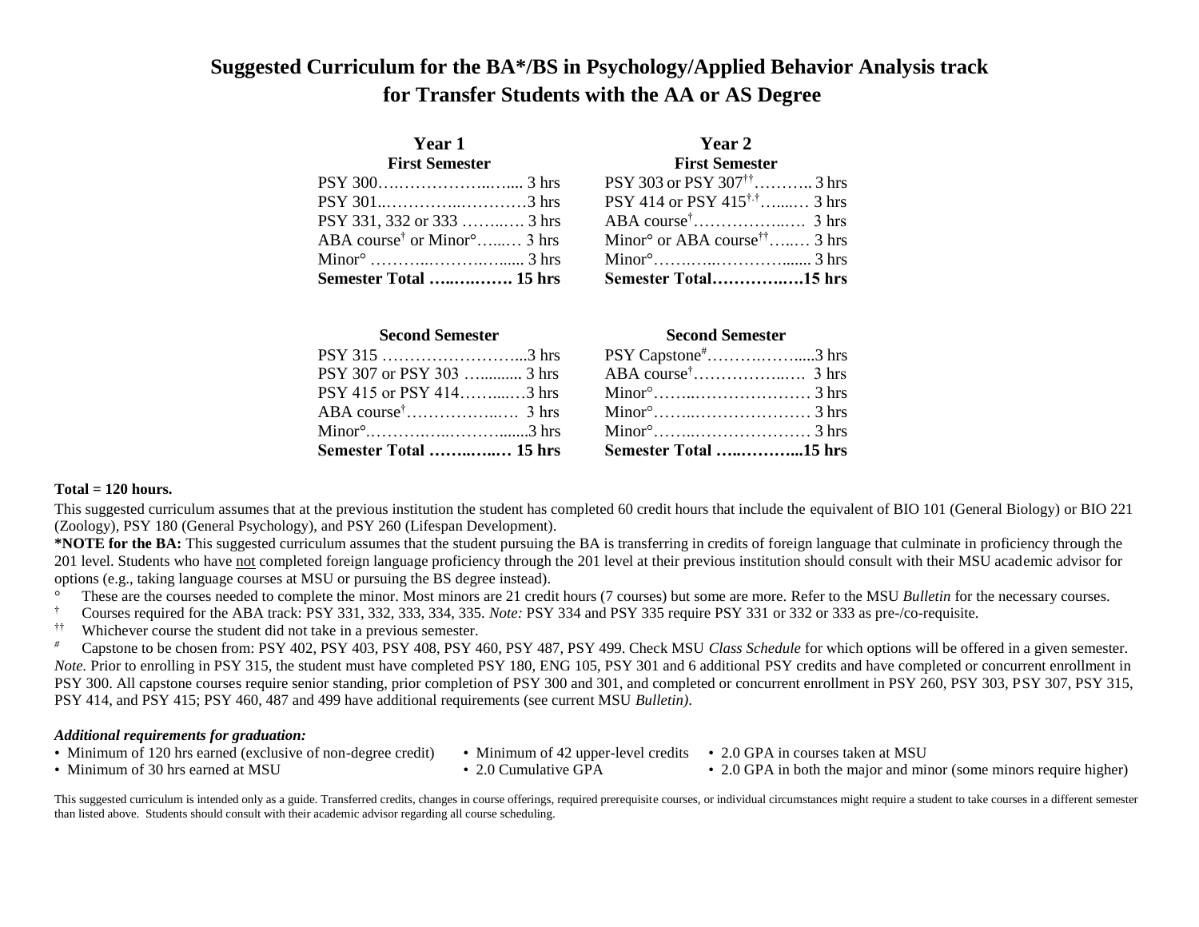# Suggested Curriculum for the BA*/BS in Psychology/Applied Behavior Analysis track for Transfer Students with the AA or AS Degree

| Year 1 | | Year 2 | |
|---|---|---|---|
| **First Semester** | | **First Semester** | |
| PSY 300 | 3 hrs | PSY 303 or PSY 307†† | 3 hrs |
| PSY 301 | 3 hrs | PSY 414 or PSY 415†,† | 3 hrs |
| PSY 331, 332 or 333 | 3 hrs | ABA course† | 3 hrs |
| ABA course† or Minor° | 3 hrs | Minor° or ABA course†† | 3 hrs |
| Minor° | 3 hrs | Minor° | 3 hrs |
| **Semester Total** | **15 hrs** | **Semester Total** | **15 hrs** |
| **Second Semester** | | **Second Semester** | |
| PSY 315 | 3 hrs | PSY Capstone# | 3 hrs |
| PSY 307 or PSY 303 | 3 hrs | ABA course† | 3 hrs |
| PSY 415 or PSY 414 | 3 hrs | Minor° | 3 hrs |
| ABA course† | 3 hrs | Minor° | 3 hrs |
| Minor° | 3 hrs | Minor° | 3 hrs |
| **Semester Total** | **15 hrs** | **Semester Total** | **15 hrs** |

**Total = 120 hours.**

This suggested curriculum assumes that at the previous institution the student has completed 60 credit hours that include the equivalent of BIO 101 (General Biology) or BIO 221 (Zoology), PSY 180 (General Psychology), and PSY 260 (Lifespan Development).

**\*NOTE for the BA:** This suggested curriculum assumes that the student pursuing the BA is transferring in credits of foreign language that culminate in proficiency through the 201 level. Students who have not completed foreign language proficiency through the 201 level at their previous institution should consult with their MSU academic advisor for options (e.g., taking language courses at MSU or pursuing the BS degree instead).

° These are the courses needed to complete the minor. Most minors are 21 credit hours (7 courses) but some are more. Refer to the MSU *Bulletin* for the necessary courses.

† Courses required for the ABA track: PSY 331, 332, 333, 334, 335. *Note:* PSY 334 and PSY 335 require PSY 331 or 332 or 333 as pre-/co-requisite.

†† Whichever course the student did not take in a previous semester.

\# Capstone to be chosen from: PSY 402, PSY 403, PSY 408, PSY 460, PSY 487, PSY 499. Check MSU *Class Schedule* for which options will be offered in a given semester.

*Note.* Prior to enrolling in PSY 315, the student must have completed PSY 180, ENG 105, PSY 301 and 6 additional PSY credits and have completed or concurrent enrollment in PSY 300. All capstone courses require senior standing, prior completion of PSY 300 and 301, and completed or concurrent enrollment in PSY 260, PSY 303, PSY 307, PSY 315, PSY 414, and PSY 415; PSY 460, 487 and 499 have additional requirements (see current MSU *Bulletin)*.

***Additional requirements for graduation:***

- Minimum of 120 hrs earned (exclusive of non-degree credit)
- Minimum of 30 hrs earned at MSU
- Minimum of 42 upper-level credits
- 2.0 Cumulative GPA
- 2.0 GPA in courses taken at MSU
- 2.0 GPA in both the major and minor (some minors require higher)

This suggested curriculum is intended only as a guide. Transferred credits, changes in course offerings, required prerequisite courses, or individual circumstances might require a student to take courses in a different semester than listed above. Students should consult with their academic advisor regarding all course scheduling.